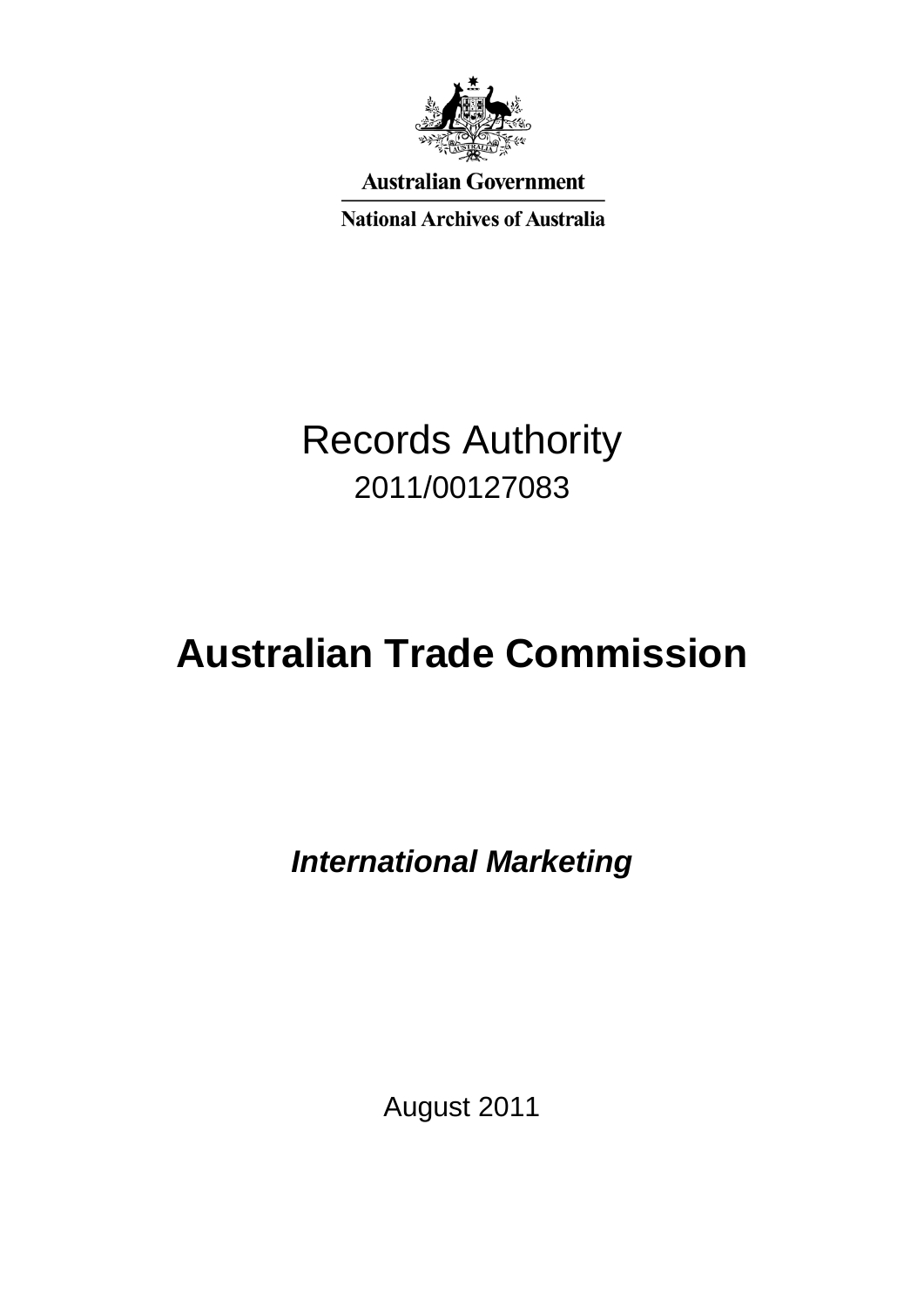Australian Government

National Archives of Australia

# Records Authority

2011/00127083

# Australian Trade Commission

***International Marketing***

August 2011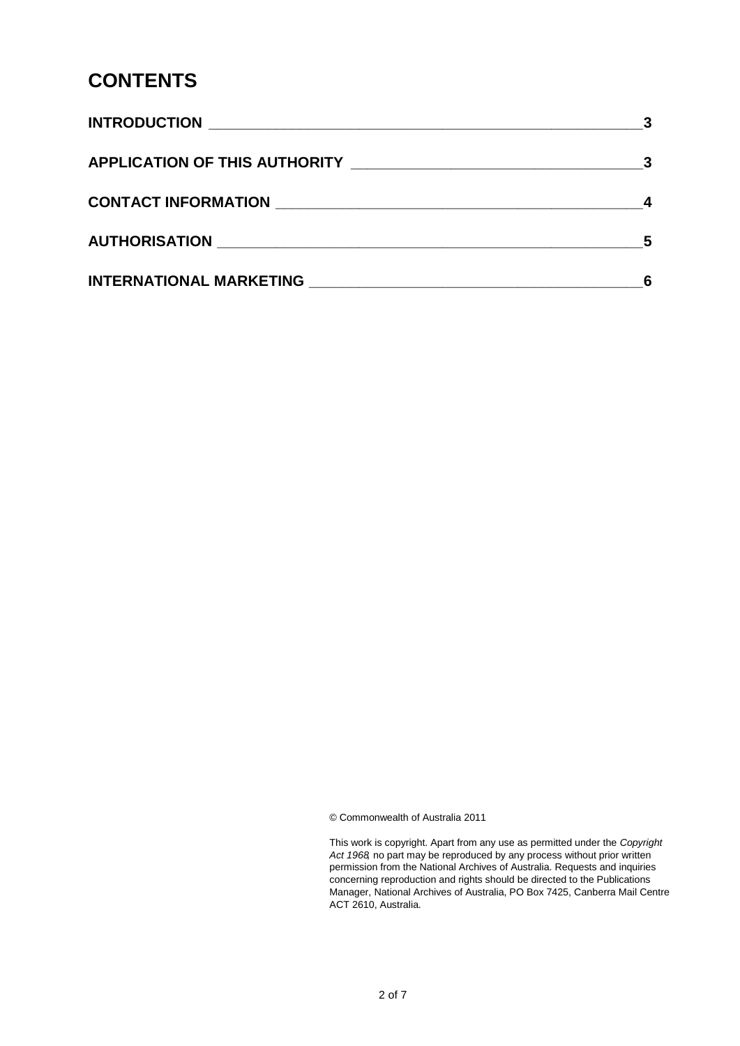# CONTENTS

| | |
|---|---|
| **INTRODUCTION** | **3** |
| **APPLICATION OF THIS AUTHORITY** | **3** |
| **CONTACT INFORMATION** | **4** |
| **AUTHORISATION** | **5** |
| **INTERNATIONAL MARKETING** | **6** |

© Commonwealth of Australia 2011

This work is copyright. Apart from any use as permitted under the *Copyright Act 1968*, no part may be reproduced by any process without prior written permission from the National Archives of Australia. Requests and inquiries concerning reproduction and rights should be directed to the Publications Manager, National Archives of Australia, PO Box 7425, Canberra Mail Centre ACT 2610, Australia.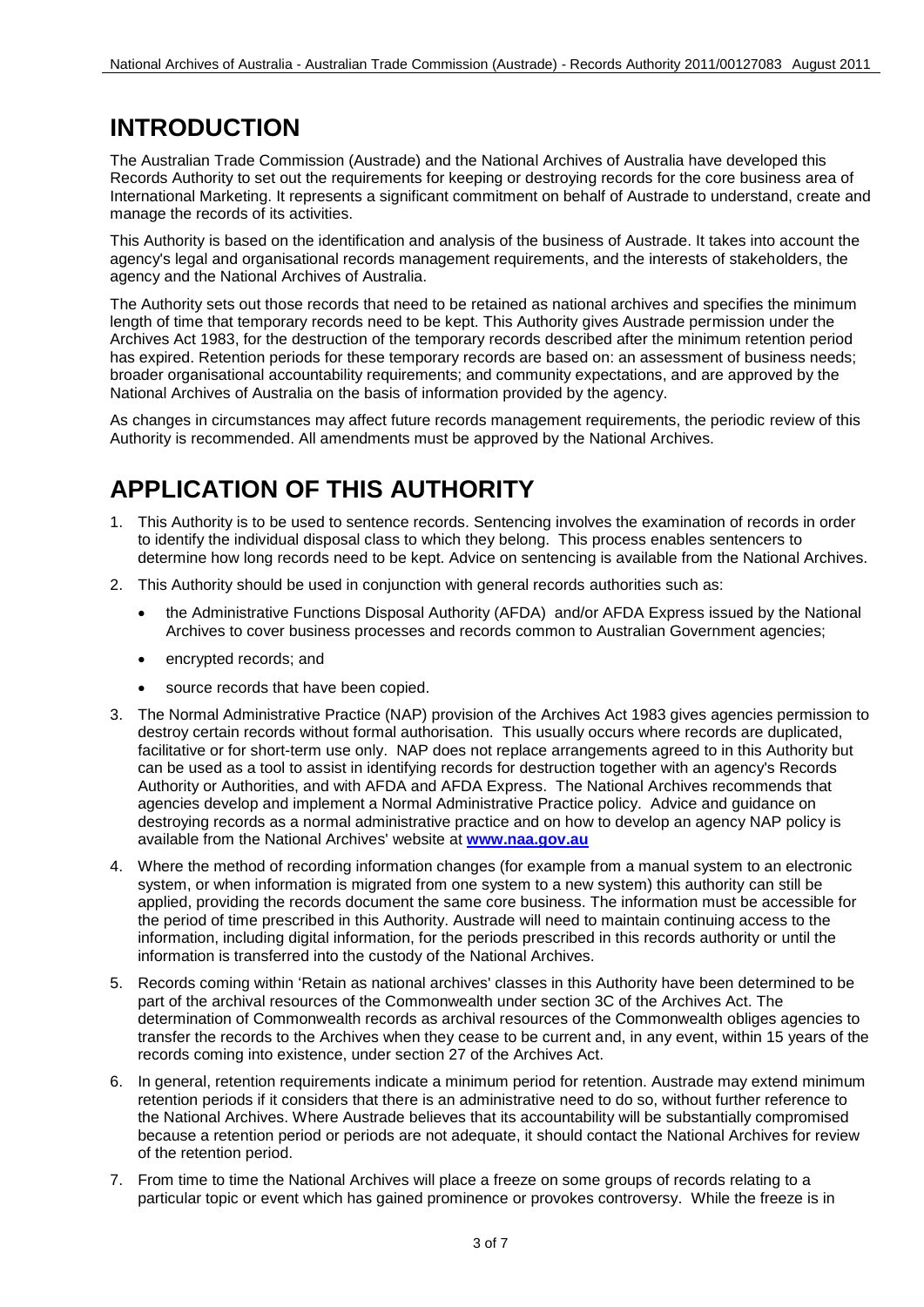# INTRODUCTION

The Australian Trade Commission (Austrade) and the National Archives of Australia have developed this Records Authority to set out the requirements for keeping or destroying records for the core business area of International Marketing. It represents a significant commitment on behalf of Austrade to understand, create and manage the records of its activities.

This Authority is based on the identification and analysis of the business of Austrade. It takes into account the agency's legal and organisational records management requirements, and the interests of stakeholders, the agency and the National Archives of Australia.

The Authority sets out those records that need to be retained as national archives and specifies the minimum length of time that temporary records need to be kept. This Authority gives Austrade permission under the Archives Act 1983, for the destruction of the temporary records described after the minimum retention period has expired. Retention periods for these temporary records are based on: an assessment of business needs; broader organisational accountability requirements; and community expectations, and are approved by the National Archives of Australia on the basis of information provided by the agency.

As changes in circumstances may affect future records management requirements, the periodic review of this Authority is recommended. All amendments must be approved by the National Archives.

# APPLICATION OF THIS AUTHORITY

1. This Authority is to be used to sentence records. Sentencing involves the examination of records in order to identify the individual disposal class to which they belong. This process enables sentencers to determine how long records need to be kept. Advice on sentencing is available from the National Archives.
2. This Authority should be used in conjunction with general records authorities such as:
   - the Administrative Functions Disposal Authority (AFDA) and/or AFDA Express issued by the National Archives to cover business processes and records common to Australian Government agencies;
   - encrypted records; and
   - source records that have been copied.
3. The Normal Administrative Practice (NAP) provision of the Archives Act 1983 gives agencies permission to destroy certain records without formal authorisation. This usually occurs where records are duplicated, facilitative or for short-term use only. NAP does not replace arrangements agreed to in this Authority but can be used as a tool to assist in identifying records for destruction together with an agency's Records Authority or Authorities, and with AFDA and AFDA Express. The National Archives recommends that agencies develop and implement a Normal Administrative Practice policy. Advice and guidance on destroying records as a normal administrative practice and on how to develop an agency NAP policy is available from the National Archives' website at **www.naa.gov.au**
4. Where the method of recording information changes (for example from a manual system to an electronic system, or when information is migrated from one system to a new system) this authority can still be applied, providing the records document the same core business. The information must be accessible for the period of time prescribed in this Authority. Austrade will need to maintain continuing access to the information, including digital information, for the periods prescribed in this records authority or until the information is transferred into the custody of the National Archives.
5. Records coming within 'Retain as national archives' classes in this Authority have been determined to be part of the archival resources of the Commonwealth under section 3C of the Archives Act. The determination of Commonwealth records as archival resources of the Commonwealth obliges agencies to transfer the records to the Archives when they cease to be current and, in any event, within 15 years of the records coming into existence, under section 27 of the Archives Act.
6. In general, retention requirements indicate a minimum period for retention. Austrade may extend minimum retention periods if it considers that there is an administrative need to do so, without further reference to the National Archives. Where Austrade believes that its accountability will be substantially compromised because a retention period or periods are not adequate, it should contact the National Archives for review of the retention period.
7. From time to time the National Archives will place a freeze on some groups of records relating to a particular topic or event which has gained prominence or provokes controversy. While the freeze is in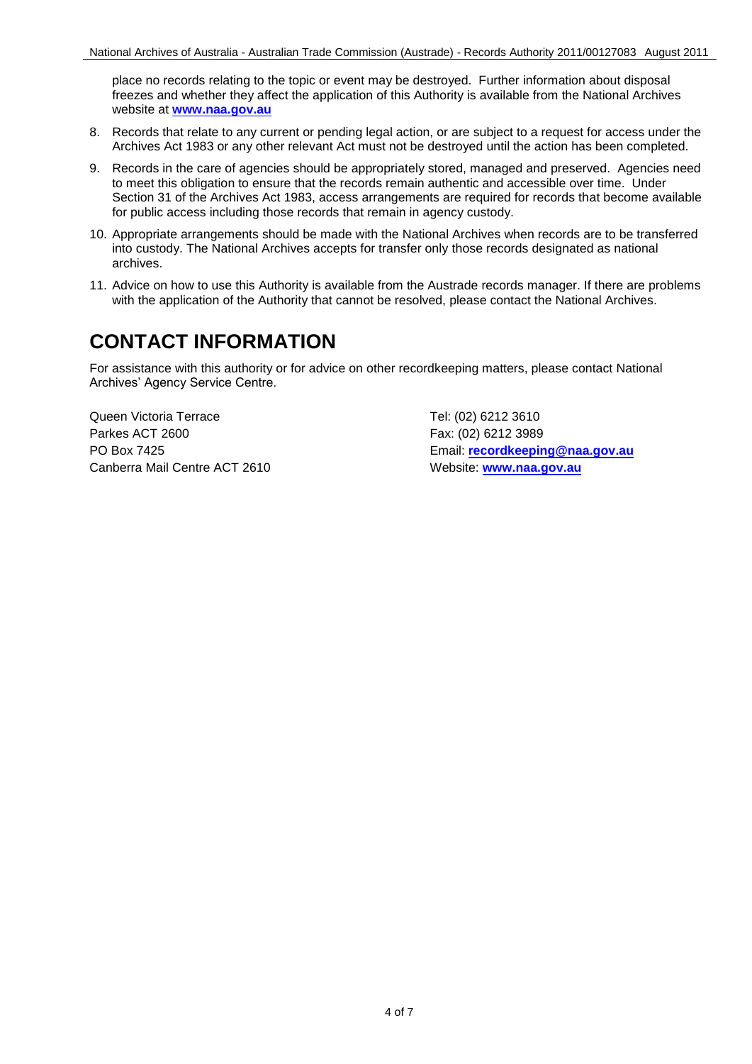place no records relating to the topic or event may be destroyed. Further information about disposal freezes and whether they affect the application of this Authority is available from the National Archives website at **www.naa.gov.au**

8. Records that relate to any current or pending legal action, or are subject to a request for access under the Archives Act 1983 or any other relevant Act must not be destroyed until the action has been completed.
9. Records in the care of agencies should be appropriately stored, managed and preserved. Agencies need to meet this obligation to ensure that the records remain authentic and accessible over time. Under Section 31 of the Archives Act 1983, access arrangements are required for records that become available for public access including those records that remain in agency custody.
10. Appropriate arrangements should be made with the National Archives when records are to be transferred into custody. The National Archives accepts for transfer only those records designated as national archives.
11. Advice on how to use this Authority is available from the Austrade records manager. If there are problems with the application of the Authority that cannot be resolved, please contact the National Archives.

# CONTACT INFORMATION

For assistance with this authority or for advice on other recordkeeping matters, please contact National Archives' Agency Service Centre.

Queen Victoria Terrace
Parkes ACT 2600
PO Box 7425
Canberra Mail Centre ACT 2610

Tel: (02) 6212 3610
Fax: (02) 6212 3989
Email: **recordkeeping@naa.gov.au**
Website: **www.naa.gov.au**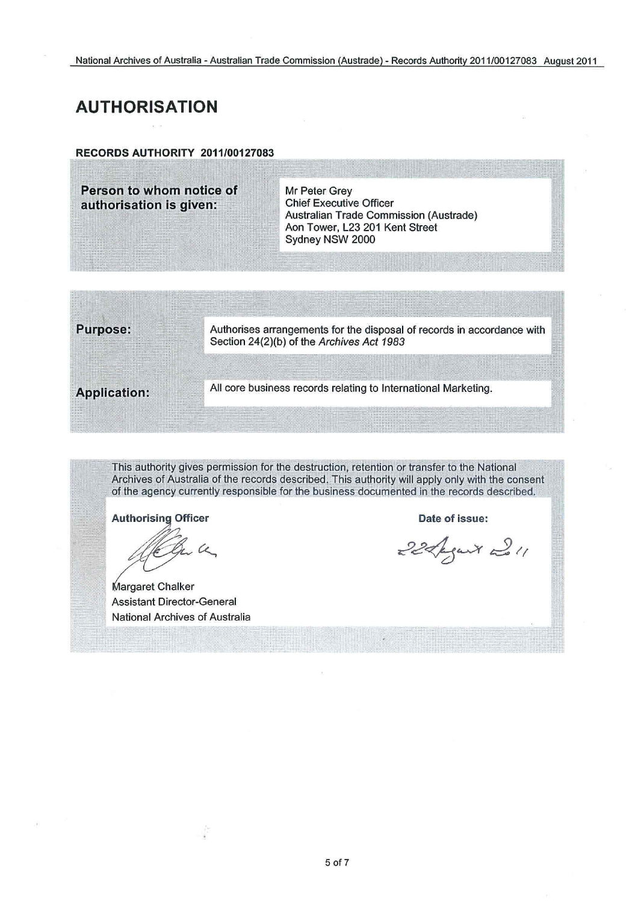# AUTHORISATION

**RECORDS AUTHORITY 2011/00127083**

| **Person to whom notice of authorisation is given:** | Mr Peter Grey<br>Chief Executive Officer<br>Australian Trade Commission (Austrade)<br>Aon Tower, L23 201 Kent Street<br>Sydney NSW 2000 |
|---|---|

| **Purpose:** | Authorises arrangements for the disposal of records in accordance with Section 24(2)(b) of the *Archives Act 1983* |
|---|---|
| **Application:** | All core business records relating to International Marketing. |

This authority gives permission for the destruction, retention or transfer to the National Archives of Australia of the records described. This authority will apply only with the consent of the agency currently responsible for the business documented in the records described.

| **Authorising Officer** | **Date of issue:** |
|---|---|
| Margaret Chalker<br>Assistant Director-General<br>National Archives of Australia | 22 August 2011 |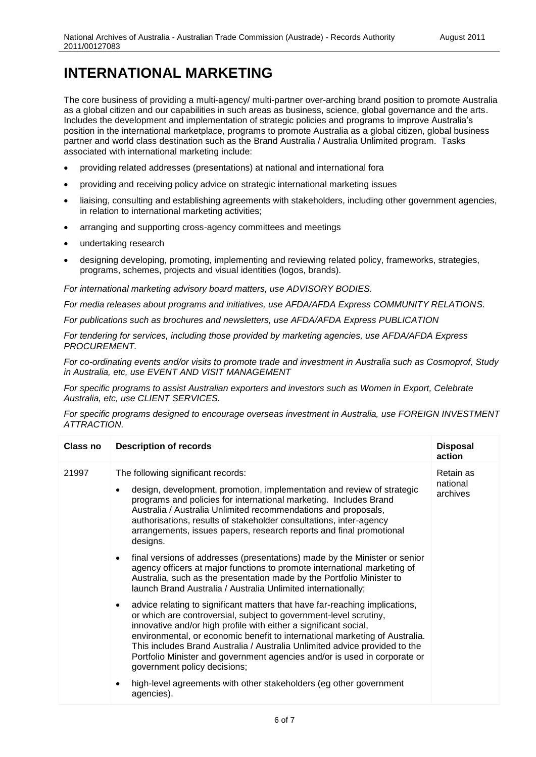# INTERNATIONAL MARKETING

The core business of providing a multi-agency/ multi-partner over-arching brand position to promote Australia as a global citizen and our capabilities in such areas as business, science, global governance and the arts. Includes the development and implementation of strategic policies and programs to improve Australia's position in the international marketplace, programs to promote Australia as a global citizen, global business partner and world class destination such as the Brand Australia / Australia Unlimited program. Tasks associated with international marketing include:

- providing related addresses (presentations) at national and international fora
- providing and receiving policy advice on strategic international marketing issues
- liaising, consulting and establishing agreements with stakeholders, including other government agencies, in relation to international marketing activities;
- arranging and supporting cross-agency committees and meetings
- undertaking research
- designing developing, promoting, implementing and reviewing related policy, frameworks, strategies, programs, schemes, projects and visual identities (logos, brands).

*For international marketing advisory board matters, use ADVISORY BODIES.*

*For media releases about programs and initiatives, use AFDA/AFDA Express COMMUNITY RELATIONS.*

*For publications such as brochures and newsletters, use AFDA/AFDA Express PUBLICATION*

*For tendering for services, including those provided by marketing agencies, use AFDA/AFDA Express PROCUREMENT.*

*For co-ordinating events and/or visits to promote trade and investment in Australia such as Cosmoprof, Study in Australia, etc, use EVENT AND VISIT MANAGEMENT*

*For specific programs to assist Australian exporters and investors such as Women in Export, Celebrate Australia, etc, use CLIENT SERVICES.*

*For specific programs designed to encourage overseas investment in Australia, use FOREIGN INVESTMENT ATTRACTION.*

| Class no | Description of records | Disposal action |
|---|---|---|
| 21997 | The following significant records:<br>• design, development, promotion, implementation and review of strategic programs and policies for international marketing. Includes Brand Australia / Australia Unlimited recommendations and proposals, authorisations, results of stakeholder consultations, inter-agency arrangements, issues papers, research reports and final promotional designs.<br>• final versions of addresses (presentations) made by the Minister or senior agency officers at major functions to promote international marketing of Australia, such as the presentation made by the Portfolio Minister to launch Brand Australia / Australia Unlimited internationally;<br>• advice relating to significant matters that have far-reaching implications, or which are controversial, subject to government-level scrutiny, innovative and/or high profile with either a significant social, environmental, or economic benefit to international marketing of Australia. This includes Brand Australia / Australia Unlimited advice provided to the Portfolio Minister and government agencies and/or is used in corporate or government policy decisions;<br>• high-level agreements with other stakeholders (eg other government agencies). | Retain as national archives |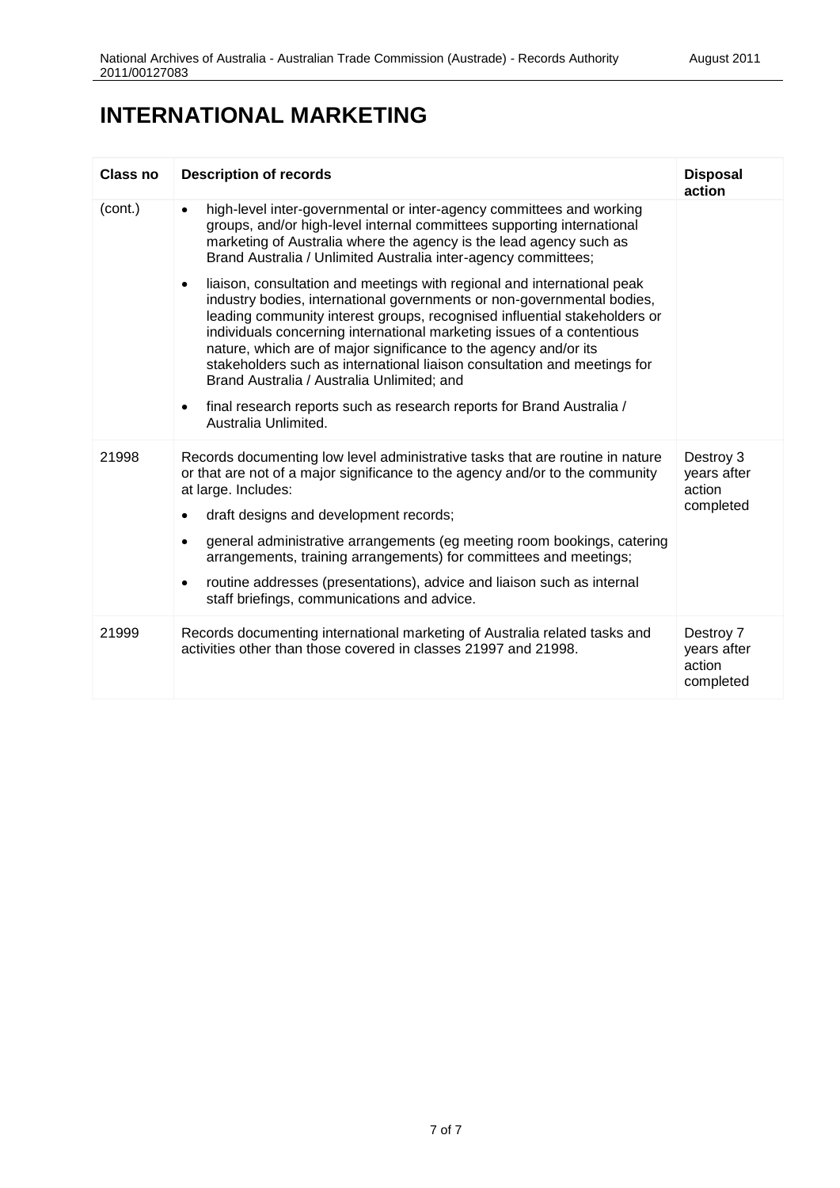# INTERNATIONAL MARKETING

| Class no | Description of records | Disposal action |
|---|---|---|
| (cont.) | • high-level inter-governmental or inter-agency committees and working groups, and/or high-level internal committees supporting international marketing of Australia where the agency is the lead agency such as Brand Australia / Unlimited Australia inter-agency committees;<br>• liaison, consultation and meetings with regional and international peak industry bodies, international governments or non-governmental bodies, leading community interest groups, recognised influential stakeholders or individuals concerning international marketing issues of a contentious nature, which are of major significance to the agency and/or its stakeholders such as international liaison consultation and meetings for Brand Australia / Australia Unlimited; and<br>• final research reports such as research reports for Brand Australia / Australia Unlimited. | |
| 21998 | Records documenting low level administrative tasks that are routine in nature or that are not of a major significance to the agency and/or to the community at large. Includes:<br>• draft designs and development records;<br>• general administrative arrangements (eg meeting room bookings, catering arrangements, training arrangements) for committees and meetings;<br>• routine addresses (presentations), advice and liaison such as internal staff briefings, communications and advice. | Destroy 3 years after action completed |
| 21999 | Records documenting international marketing of Australia related tasks and activities other than those covered in classes 21997 and 21998. | Destroy 7 years after action completed |